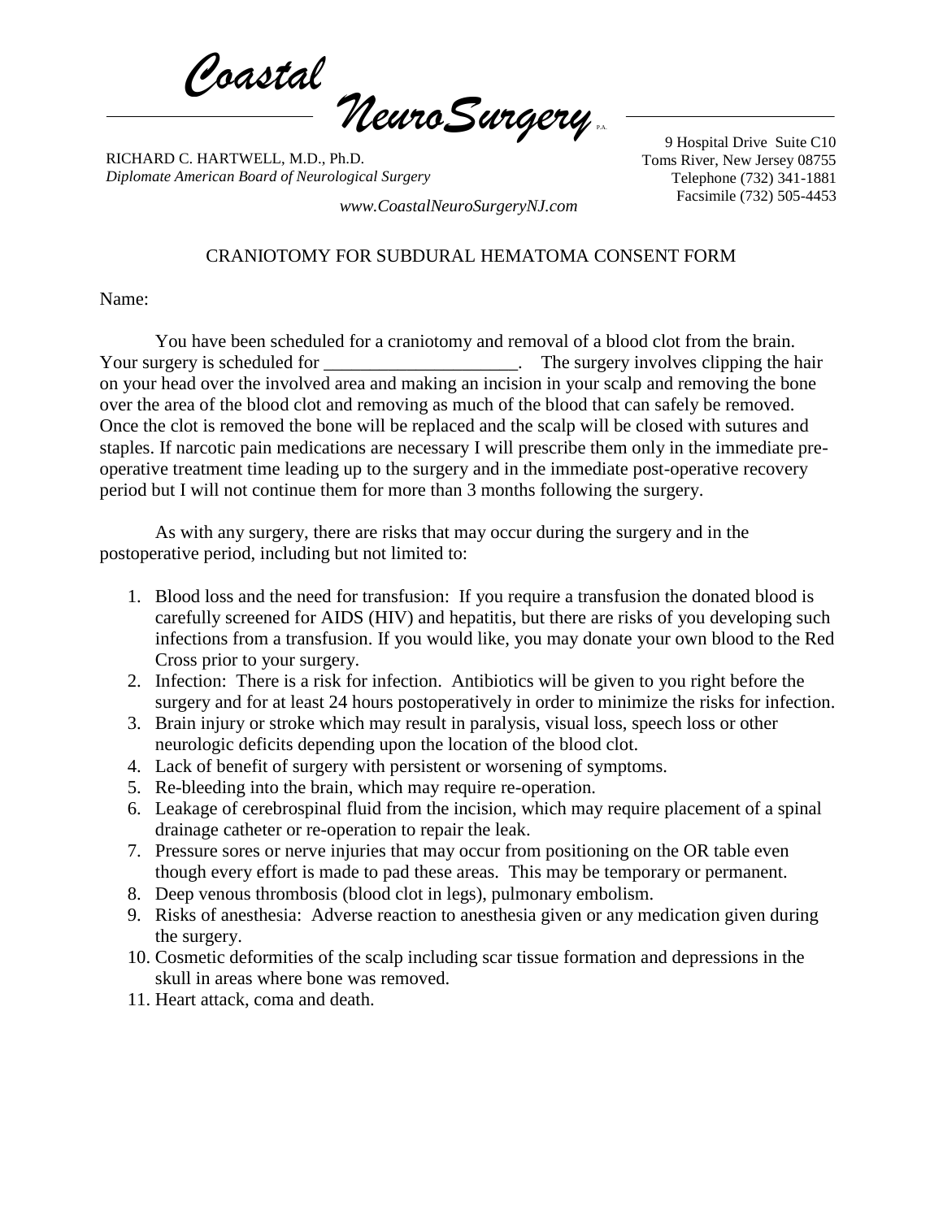# *Coastal NeuroSurgery* P.A.

RICHARD C. HARTWELL, M.D., Ph.D.
*Diplomate American Board of Neurological Surgery*

*www.CoastalNeuroSurgeryNJ.com*

9 Hospital Drive Suite C10
Toms River, New Jersey 08755
Telephone (732) 341-1881
Facsimile (732) 505-4453

## CRANIOTOMY FOR SUBDURAL HEMATOMA CONSENT FORM

Name:

You have been scheduled for a craniotomy and removal of a blood clot from the brain. Your surgery is scheduled for _____________________. The surgery involves clipping the hair on your head over the involved area and making an incision in your scalp and removing the bone over the area of the blood clot and removing as much of the blood that can safely be removed. Once the clot is removed the bone will be replaced and the scalp will be closed with sutures and staples. If narcotic pain medications are necessary I will prescribe them only in the immediate pre-operative treatment time leading up to the surgery and in the immediate post-operative recovery period but I will not continue them for more than 3 months following the surgery.

As with any surgery, there are risks that may occur during the surgery and in the postoperative period, including but not limited to:

1. Blood loss and the need for transfusion: If you require a transfusion the donated blood is carefully screened for AIDS (HIV) and hepatitis, but there are risks of you developing such infections from a transfusion. If you would like, you may donate your own blood to the Red Cross prior to your surgery.
2. Infection: There is a risk for infection. Antibiotics will be given to you right before the surgery and for at least 24 hours postoperatively in order to minimize the risks for infection.
3. Brain injury or stroke which may result in paralysis, visual loss, speech loss or other neurologic deficits depending upon the location of the blood clot.
4. Lack of benefit of surgery with persistent or worsening of symptoms.
5. Re-bleeding into the brain, which may require re-operation.
6. Leakage of cerebrospinal fluid from the incision, which may require placement of a spinal drainage catheter or re-operation to repair the leak.
7. Pressure sores or nerve injuries that may occur from positioning on the OR table even though every effort is made to pad these areas. This may be temporary or permanent.
8. Deep venous thrombosis (blood clot in legs), pulmonary embolism.
9. Risks of anesthesia: Adverse reaction to anesthesia given or any medication given during the surgery.
10. Cosmetic deformities of the scalp including scar tissue formation and depressions in the skull in areas where bone was removed.
11. Heart attack, coma and death.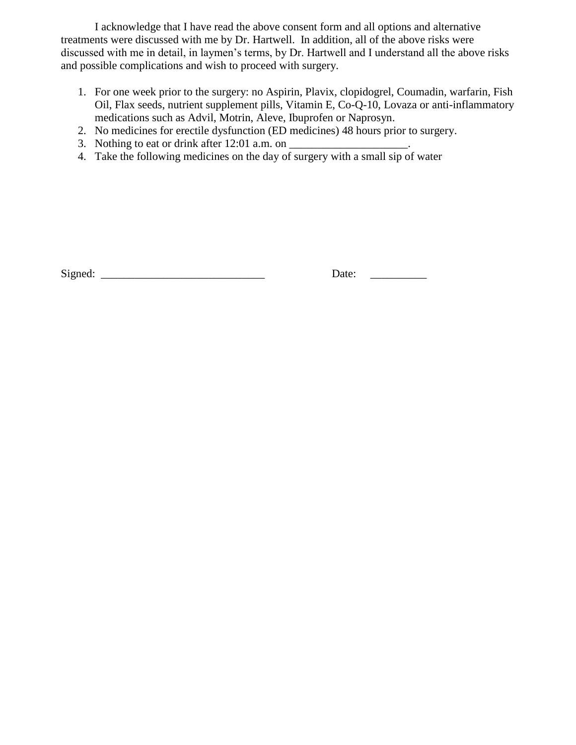I acknowledge that I have read the above consent form and all options and alternative treatments were discussed with me by Dr. Hartwell. In addition, all of the above risks were discussed with me in detail, in laymen's terms, by Dr. Hartwell and I understand all the above risks and possible complications and wish to proceed with surgery.

1. For one week prior to the surgery: no Aspirin, Plavix, clopidogrel, Coumadin, warfarin, Fish Oil, Flax seeds, nutrient supplement pills, Vitamin E, Co-Q-10, Lovaza or anti-inflammatory medications such as Advil, Motrin, Aleve, Ibuprofen or Naprosyn.
2. No medicines for erectile dysfunction (ED medicines) 48 hours prior to surgery.
3. Nothing to eat or drink after 12:01 a.m. on ____________________.
4. Take the following medicines on the day of surgery with a small sip of water

Signed: ____________________________ Date: __________